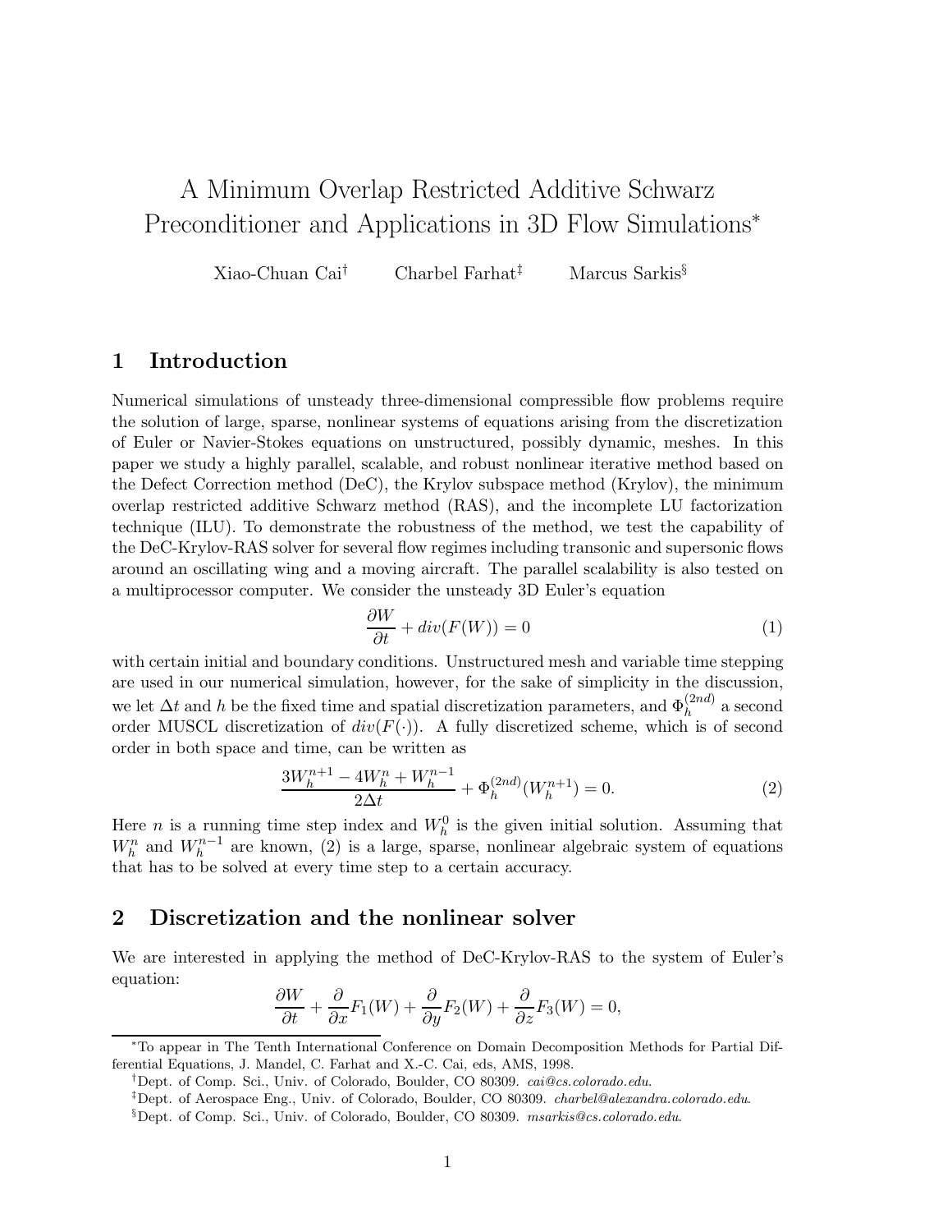# A Minimum Overlap Restricted Additive Schwarz Preconditioner and Applications in 3D Flow Simulations[*]

Xiao-Chuan Cai[†] Charbel Farhat[‡] Marcus Sarkis[§]

## 1 Introduction

Numerical simulations of unsteady three-dimensional compressible flow problems require the solution of large, sparse, nonlinear systems of equations arising from the discretization of Euler or Navier-Stokes equations on unstructured, possibly dynamic, meshes. In this paper we study a highly parallel, scalable, and robust nonlinear iterative method based on the Defect Correction method (DeC), the Krylov subspace method (Krylov), the minimum overlap restricted additive Schwarz method (RAS), and the incomplete LU factorization technique (ILU). To demonstrate the robustness of the method, we test the capability of the DeC-Krylov-RAS solver for several flow regimes including transonic and supersonic flows around an oscillating wing and a moving aircraft. The parallel scalability is also tested on a multiprocessor computer. We consider the unsteady 3D Euler's equation

$$\frac{\partial W}{\partial t} + div(F(W)) = 0 \tag{1}$$

with certain initial and boundary conditions. Unstructured mesh and variable time stepping are used in our numerical simulation, however, for the sake of simplicity in the discussion, we let $\Delta t$ and $h$ be the fixed time and spatial discretization parameters, and $\Phi_h^{(2nd)}$ a second order MUSCL discretization of $div(F(\cdot))$. A fully discretized scheme, which is of second order in both space and time, can be written as

$$\frac{3W_h^{n+1} - 4W_h^n + W_h^{n-1}}{2\Delta t} + \Phi_h^{(2nd)}(W_h^{n+1}) = 0. \tag{2}$$

Here $n$ is a running time step index and $W_h^0$ is the given initial solution. Assuming that $W_h^n$ and $W_h^{n-1}$ are known, (2) is a large, sparse, nonlinear algebraic system of equations that has to be solved at every time step to a certain accuracy.

## 2 Discretization and the nonlinear solver

We are interested in applying the method of DeC-Krylov-RAS to the system of Euler's equation:

$$\frac{\partial W}{\partial t} + \frac{\partial}{\partial x}F_1(W) + \frac{\partial}{\partial y}F_2(W) + \frac{\partial}{\partial z}F_3(W) = 0,$$

---

[*] To appear in The Tenth International Conference on Domain Decomposition Methods for Partial Differential Equations, J. Mandel, C. Farhat and X.-C. Cai, eds, AMS, 1998.

[†] Dept. of Comp. Sci., Univ. of Colorado, Boulder, CO 80309. *cai@cs.colorado.edu*.

[‡] Dept. of Aerospace Eng., Univ. of Colorado, Boulder, CO 80309. *charbel@alexandra.colorado.edu*.

[§] Dept. of Comp. Sci., Univ. of Colorado, Boulder, CO 80309. *msarkis@cs.colorado.edu*.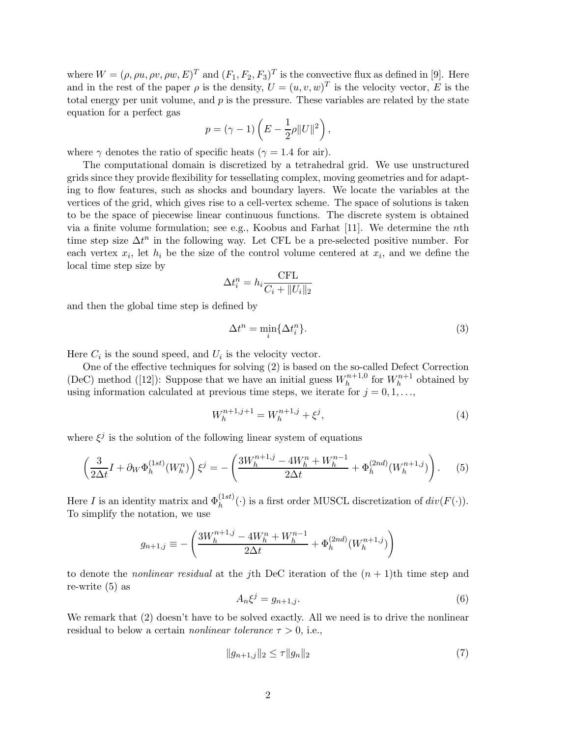where $W = (\rho, \rho u, \rho v, \rho w, E)^T$ and $(F_1, F_2, F_3)^T$ is the convective flux as defined in [9]. Here and in the rest of the paper $\rho$ is the density, $U = (u, v, w)^T$ is the velocity vector, $E$ is the total energy per unit volume, and $p$ is the pressure. These variables are related by the state equation for a perfect gas

$$p = (\gamma - 1)\left(E - \frac{1}{2}\rho\|U\|^2\right),$$

where $\gamma$ denotes the ratio of specific heats ($\gamma = 1.4$ for air).

The computational domain is discretized by a tetrahedral grid. We use unstructured grids since they provide flexibility for tessellating complex, moving geometries and for adapting to flow features, such as shocks and boundary layers. We locate the variables at the vertices of the grid, which gives rise to a cell-vertex scheme. The space of solutions is taken to be the space of piecewise linear continuous functions. The discrete system is obtained via a finite volume formulation; see e.g., Koobus and Farhat [11]. We determine the $n$th time step size $\Delta t^n$ in the following way. Let CFL be a pre-selected positive number. For each vertex $x_i$, let $h_i$ be the size of the control volume centered at $x_i$, and we define the local time step size by

$$\Delta t_i^n = h_i \frac{\text{CFL}}{C_i + \|U_i\|_2}$$

and then the global time step is defined by

$$\Delta t^n = \min_i\{\Delta t_i^n\}. \tag{3}$$

Here $C_i$ is the sound speed, and $U_i$ is the velocity vector.

One of the effective techniques for solving (2) is based on the so-called Defect Correction (DeC) method ([12]): Suppose that we have an initial guess $W_h^{n+1,0}$ for $W_h^{n+1}$ obtained by using information calculated at previous time steps, we iterate for $j = 0, 1, \ldots,$

$$W_h^{n+1,j+1} = W_h^{n+1,j} + \xi^j, \tag{4}$$

where $\xi^j$ is the solution of the following linear system of equations

$$\left(\frac{3}{2\Delta t} I + \partial_W \Phi_h^{(1st)}(W_h^n)\right)\xi^j = -\left(\frac{3W_h^{n+1,j} - 4W_h^n + W_h^{n-1}}{2\Delta t} + \Phi_h^{(2nd)}(W_h^{n+1,j})\right). \tag{5}$$

Here $I$ is an identity matrix and $\Phi_h^{(1st)}(\cdot)$ is a first order MUSCL discretization of $div(F(\cdot))$. To simplify the notation, we use

$$g_{n+1,j} \equiv -\left(\frac{3W_h^{n+1,j} - 4W_h^n + W_h^{n-1}}{2\Delta t} + \Phi_h^{(2nd)}(W_h^{n+1,j})\right)$$

to denote the *nonlinear residual* at the $j$th DeC iteration of the $(n+1)$th time step and re-write (5) as

$$A_n \xi^j = g_{n+1,j}. \tag{6}$$

We remark that (2) doesn't have to be solved exactly. All we need is to drive the nonlinear residual to below a certain *nonlinear tolerance* $\tau > 0$, i.e.,

$$\|g_{n+1,j}\|_2 \le \tau \|g_n\|_2 \tag{7}$$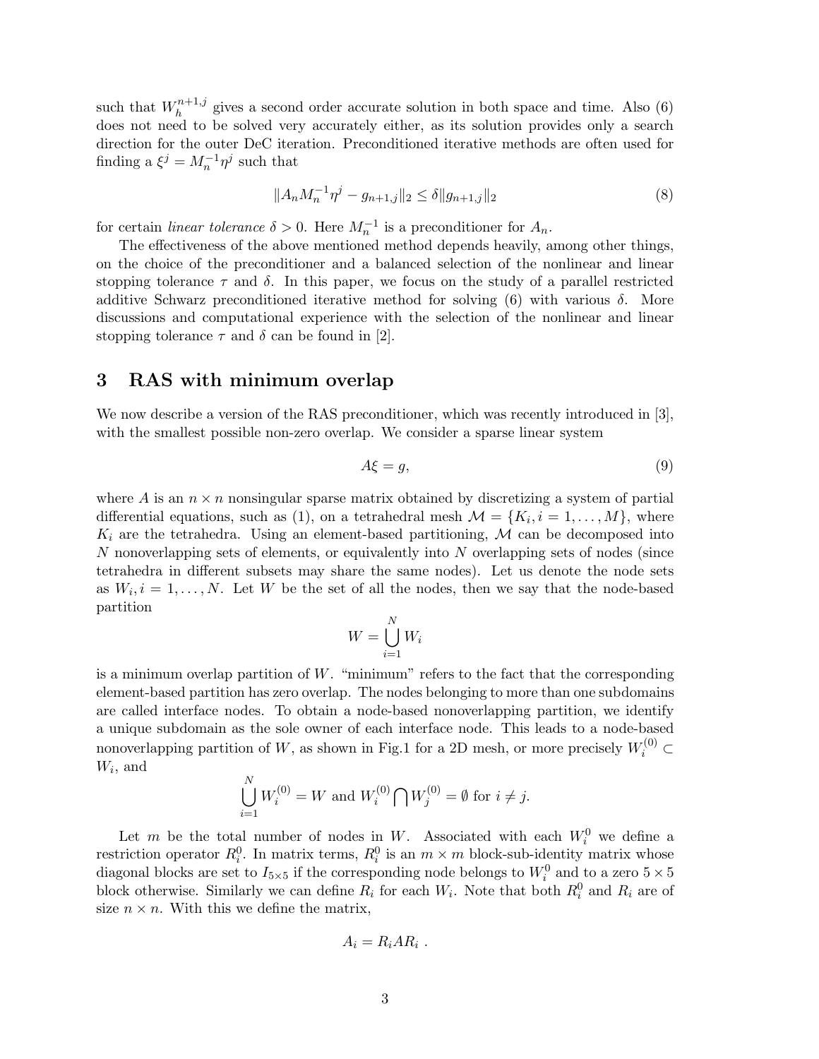such that $W_h^{n+1,j}$ gives a second order accurate solution in both space and time. Also (6) does not need to be solved very accurately either, as its solution provides only a search direction for the outer DeC iteration. Preconditioned iterative methods are often used for finding a $\xi^j = M_n^{-1}\eta^j$ such that

$$\|A_n M_n^{-1}\eta^j - g_{n+1,j}\|_2 \leq \delta \|g_{n+1,j}\|_2 \tag{8}$$

for certain *linear tolerance* $\delta > 0$. Here $M_n^{-1}$ is a preconditioner for $A_n$.

The effectiveness of the above mentioned method depends heavily, among other things, on the choice of the preconditioner and a balanced selection of the nonlinear and linear stopping tolerance $\tau$ and $\delta$. In this paper, we focus on the study of a parallel restricted additive Schwarz preconditioned iterative method for solving (6) with various $\delta$. More discussions and computational experience with the selection of the nonlinear and linear stopping tolerance $\tau$ and $\delta$ can be found in [2].

## 3 RAS with minimum overlap

We now describe a version of the RAS preconditioner, which was recently introduced in [3], with the smallest possible non-zero overlap. We consider a sparse linear system

$$A\xi = g, \tag{9}$$

where $A$ is an $n \times n$ nonsingular sparse matrix obtained by discretizing a system of partial differential equations, such as (1), on a tetrahedral mesh $\mathcal{M} = \{K_i, i = 1, \ldots, M\}$, where $K_i$ are the tetrahedra. Using an element-based partitioning, $\mathcal{M}$ can be decomposed into $N$ nonoverlapping sets of elements, or equivalently into $N$ overlapping sets of nodes (since tetrahedra in different subsets may share the same nodes). Let us denote the node sets as $W_i, i = 1, \ldots, N$. Let $W$ be the set of all the nodes, then we say that the node-based partition

$$W = \bigcup_{i=1}^{N} W_i$$

is a minimum overlap partition of $W$. "minimum" refers to the fact that the corresponding element-based partition has zero overlap. The nodes belonging to more than one subdomains are called interface nodes. To obtain a node-based nonoverlapping partition, we identify a unique subdomain as the sole owner of each interface node. This leads to a node-based nonoverlapping partition of $W$, as shown in Fig.1 for a 2D mesh, or more precisely $W_i^{(0)} \subset W_i$, and

$$\bigcup_{i=1}^{N} W_i^{(0)} = W \text{ and } W_i^{(0)} \bigcap W_j^{(0)} = \emptyset \text{ for } i \neq j.$$

Let $m$ be the total number of nodes in $W$. Associated with each $W_i^0$ we define a restriction operator $R_i^0$. In matrix terms, $R_i^0$ is an $m \times m$ block-sub-identity matrix whose diagonal blocks are set to $I_{5\times5}$ if the corresponding node belongs to $W_i^0$ and to a zero $5 \times 5$ block otherwise. Similarly we can define $R_i$ for each $W_i$. Note that both $R_i^0$ and $R_i$ are of size $n \times n$. With this we define the matrix,

$$A_i = R_i A R_i \ .$$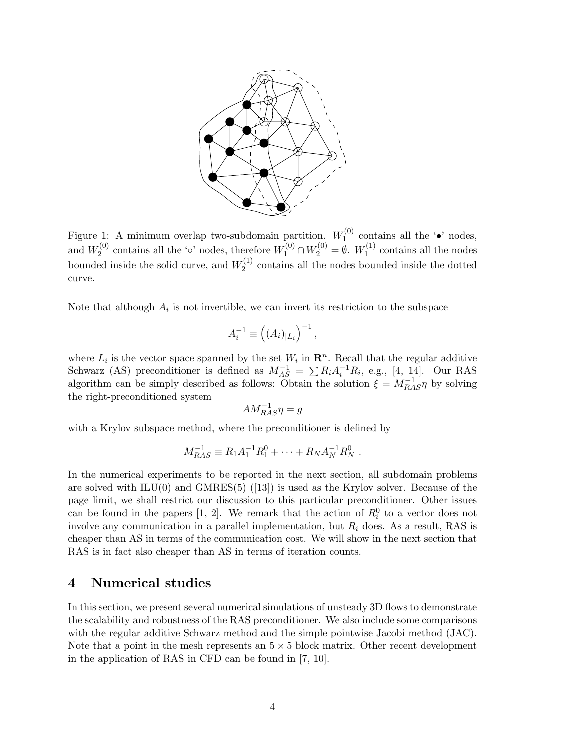Figure 1: A minimum overlap two-subdomain partition. $W_1^{(0)}$ contains all the '$\bullet$' nodes, and $W_2^{(0)}$ contains all the '$\circ$' nodes, therefore $W_1^{(0)} \cap W_2^{(0)} = \emptyset$. $W_1^{(1)}$ contains all the nodes bounded inside the solid curve, and $W_2^{(1)}$ contains all the nodes bounded inside the dotted curve.

Note that although $A_i$ is not invertible, we can invert its restriction to the subspace

$$A_i^{-1} \equiv \left( (A_i)_{|L_i} \right)^{-1},$$

where $L_i$ is the vector space spanned by the set $W_i$ in $\mathbf{R}^n$. Recall that the regular additive Schwarz (AS) preconditioner is defined as $M_{AS}^{-1} = \sum R_i A_i^{-1} R_i$, e.g., [4, 14]. Our RAS algorithm can be simply described as follows: Obtain the solution $\xi = M_{RAS}^{-1} \eta$ by solving the right-preconditioned system

$$A M_{RAS}^{-1} \eta = g$$

with a Krylov subspace method, where the preconditioner is defined by

$$M_{RAS}^{-1} \equiv R_1 A_1^{-1} R_1^0 + \cdots + R_N A_N^{-1} R_N^0 \ .$$

In the numerical experiments to be reported in the next section, all subdomain problems are solved with ILU(0) and GMRES(5) ([13]) is used as the Krylov solver. Because of the page limit, we shall restrict our discussion to this particular preconditioner. Other issues can be found in the papers [1, 2]. We remark that the action of $R_i^0$ to a vector does not involve any communication in a parallel implementation, but $R_i$ does. As a result, RAS is cheaper than AS in terms of the communication cost. We will show in the next section that RAS is in fact also cheaper than AS in terms of iteration counts.

# 4 Numerical studies

In this section, we present several numerical simulations of unsteady 3D flows to demonstrate the scalability and robustness of the RAS preconditioner. We also include some comparisons with the regular additive Schwarz method and the simple pointwise Jacobi method (JAC). Note that a point in the mesh represents an $5 \times 5$ block matrix. Other recent development in the application of RAS in CFD can be found in [7, 10].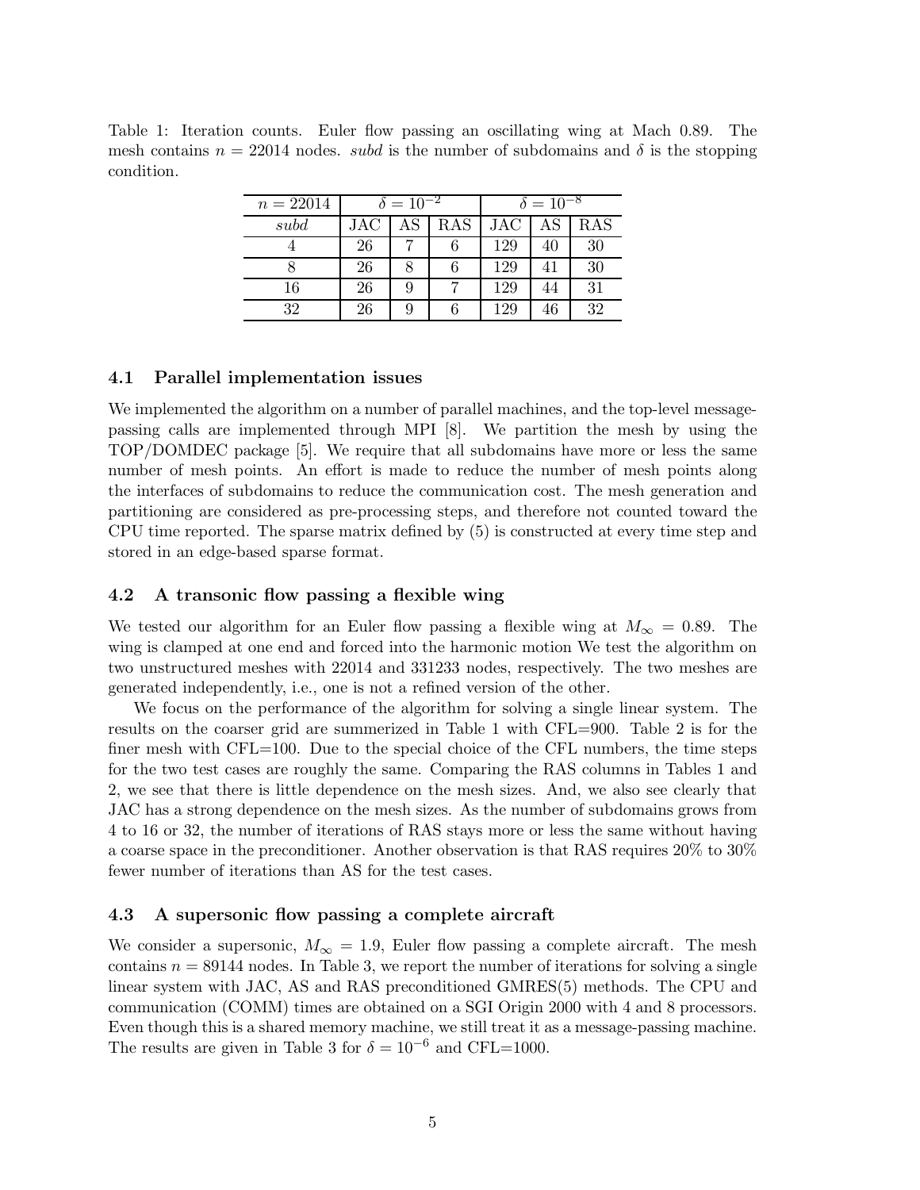Table 1: Iteration counts. Euler flow passing an oscillating wing at Mach 0.89. The mesh contains $n = 22014$ nodes. *subd* is the number of subdomains and $\delta$ is the stopping condition.

| $n = 22014$ | $\delta = 10^{-2}$ | | | $\delta = 10^{-8}$ | | |
|---|---|---|---|---|---|---|
| *subd* | JAC | AS | RAS | JAC | AS | RAS |
| 4 | 26 | 7 | 6 | 129 | 40 | 30 |
| 8 | 26 | 8 | 6 | 129 | 41 | 30 |
| 16 | 26 | 9 | 7 | 129 | 44 | 31 |
| 32 | 26 | 9 | 6 | 129 | 46 | 32 |

### 4.1 Parallel implementation issues

We implemented the algorithm on a number of parallel machines, and the top-level message-passing calls are implemented through MPI [8]. We partition the mesh by using the TOP/DOMDEC package [5]. We require that all subdomains have more or less the same number of mesh points. An effort is made to reduce the number of mesh points along the interfaces of subdomains to reduce the communication cost. The mesh generation and partitioning are considered as pre-processing steps, and therefore not counted toward the CPU time reported. The sparse matrix defined by (5) is constructed at every time step and stored in an edge-based sparse format.

### 4.2 A transonic flow passing a flexible wing

We tested our algorithm for an Euler flow passing a flexible wing at $M_\infty = 0.89$. The wing is clamped at one end and forced into the harmonic motion We test the algorithm on two unstructured meshes with 22014 and 331233 nodes, respectively. The two meshes are generated independently, i.e., one is not a refined version of the other.

We focus on the performance of the algorithm for solving a single linear system. The results on the coarser grid are summerized in Table 1 with CFL=900. Table 2 is for the finer mesh with CFL=100. Due to the special choice of the CFL numbers, the time steps for the two test cases are roughly the same. Comparing the RAS columns in Tables 1 and 2, we see that there is little dependence on the mesh sizes. And, we also see clearly that JAC has a strong dependence on the mesh sizes. As the number of subdomains grows from 4 to 16 or 32, the number of iterations of RAS stays more or less the same without having a coarse space in the preconditioner. Another observation is that RAS requires 20% to 30% fewer number of iterations than AS for the test cases.

### 4.3 A supersonic flow passing a complete aircraft

We consider a supersonic, $M_\infty = 1.9$, Euler flow passing a complete aircraft. The mesh contains $n = 89144$ nodes. In Table 3, we report the number of iterations for solving a single linear system with JAC, AS and RAS preconditioned GMRES(5) methods. The CPU and communication (COMM) times are obtained on a SGI Origin 2000 with 4 and 8 processors. Even though this is a shared memory machine, we still treat it as a message-passing machine. The results are given in Table 3 for $\delta = 10^{-6}$ and CFL=1000.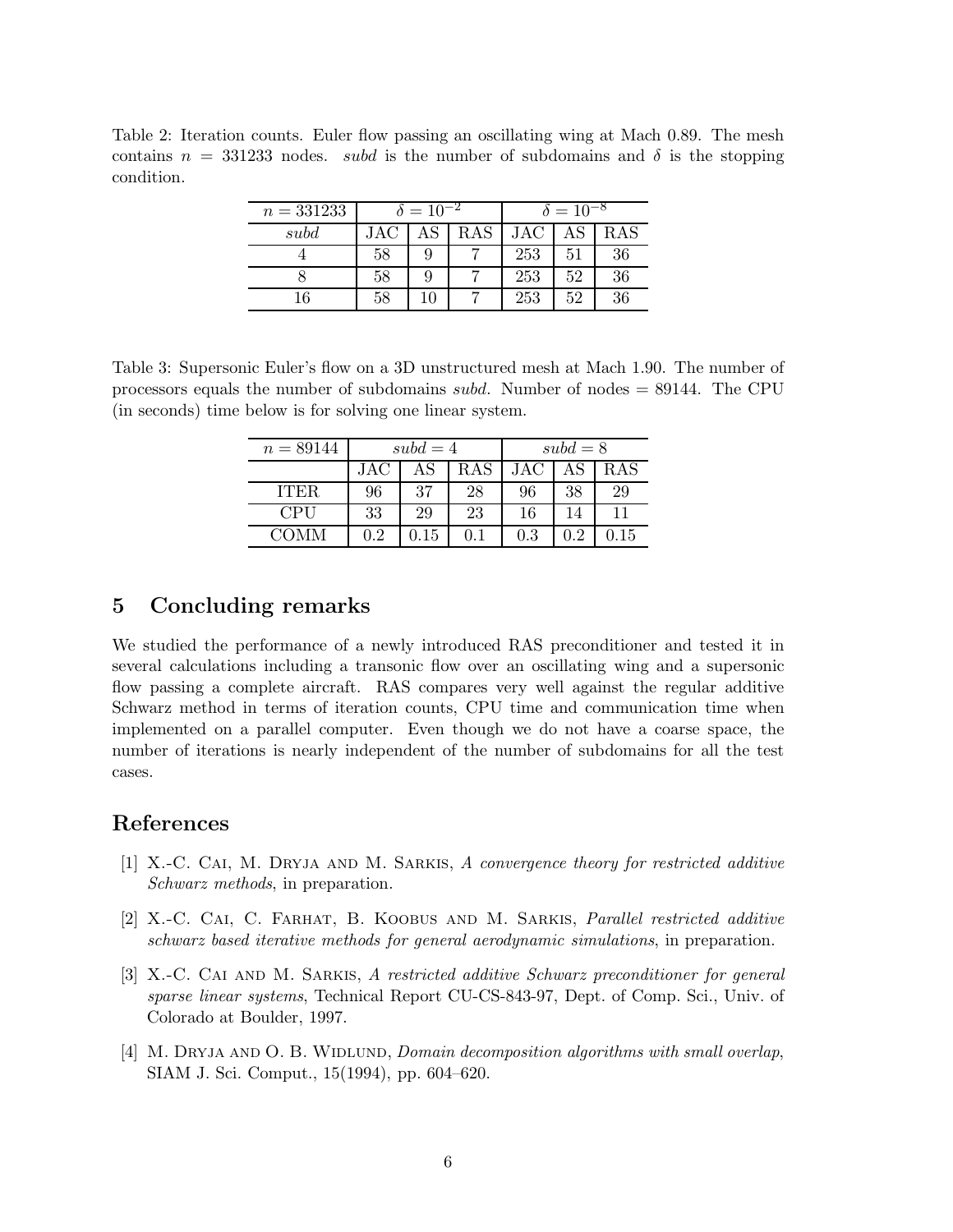Table 2: Iteration counts. Euler flow passing an oscillating wing at Mach 0.89. The mesh contains $n = 331233$ nodes. *subd* is the number of subdomains and $\delta$ is the stopping condition.

| $n = 331233$ | $\delta = 10^{-2}$ | | | $\delta = 10^{-8}$ | | |
|---|---|---|---|---|---|---|
| *subd* | JAC | AS | RAS | JAC | AS | RAS |
| 4 | 58 | 9 | 7 | 253 | 51 | 36 |
| 8 | 58 | 9 | 7 | 253 | 52 | 36 |
| 16 | 58 | 10 | 7 | 253 | 52 | 36 |

Table 3: Supersonic Euler's flow on a 3D unstructured mesh at Mach 1.90. The number of processors equals the number of subdomains *subd*. Number of nodes = 89144. The CPU (in seconds) time below is for solving one linear system.

| $n = 89144$ | $subd = 4$ | | | $subd = 8$ | | |
|---|---|---|---|---|---|---|
| | JAC | AS | RAS | JAC | AS | RAS |
| ITER | 96 | 37 | 28 | 96 | 38 | 29 |
| CPU | 33 | 29 | 23 | 16 | 14 | 11 |
| COMM | 0.2 | 0.15 | 0.1 | 0.3 | 0.2 | 0.15 |

## 5 Concluding remarks

We studied the performance of a newly introduced RAS preconditioner and tested it in several calculations including a transonic flow over an oscillating wing and a supersonic flow passing a complete aircraft. RAS compares very well against the regular additive Schwarz method in terms of iteration counts, CPU time and communication time when implemented on a parallel computer. Even though we do not have a coarse space, the number of iterations is nearly independent of the number of subdomains for all the test cases.

## References

[1] X.-C. Cai, M. Dryja and M. Sarkis, *A convergence theory for restricted additive Schwarz methods*, in preparation.

[2] X.-C. Cai, C. Farhat, B. Koobus and M. Sarkis, *Parallel restricted additive schwarz based iterative methods for general aerodynamic simulations*, in preparation.

[3] X.-C. Cai and M. Sarkis, *A restricted additive Schwarz preconditioner for general sparse linear systems*, Technical Report CU-CS-843-97, Dept. of Comp. Sci., Univ. of Colorado at Boulder, 1997.

[4] M. Dryja and O. B. Widlund, *Domain decomposition algorithms with small overlap*, SIAM J. Sci. Comput., 15(1994), pp. 604–620.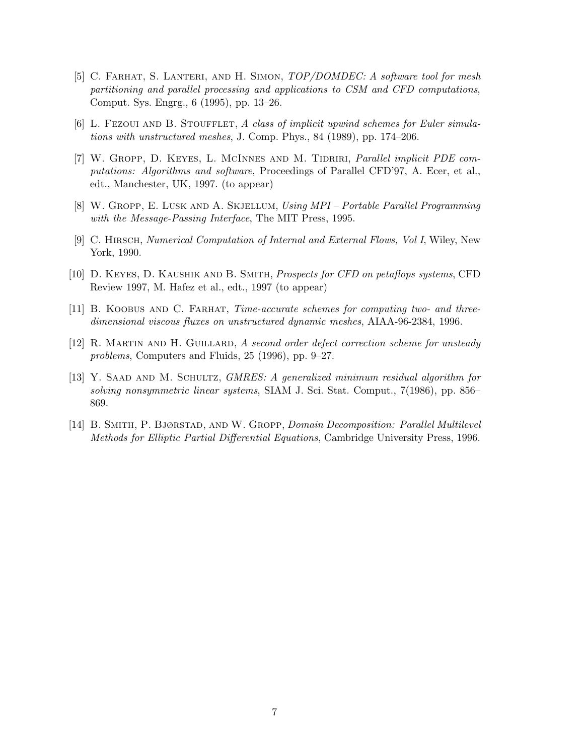[5] C. Farhat, S. Lanteri, and H. Simon, *TOP/DOMDEC: A software tool for mesh partitioning and parallel processing and applications to CSM and CFD computations*, Comput. Sys. Engrg., 6 (1995), pp. 13–26.

[6] L. Fezoui and B. Stoufflet, *A class of implicit upwind schemes for Euler simulations with unstructured meshes*, J. Comp. Phys., 84 (1989), pp. 174–206.

[7] W. Gropp, D. Keyes, L. McInnes and M. Tidriri, *Parallel implicit PDE computations: Algorithms and software*, Proceedings of Parallel CFD'97, A. Ecer, et al., edt., Manchester, UK, 1997. (to appear)

[8] W. Gropp, E. Lusk and A. Skjellum, *Using MPI – Portable Parallel Programming with the Message-Passing Interface*, The MIT Press, 1995.

[9] C. Hirsch, *Numerical Computation of Internal and External Flows, Vol I*, Wiley, New York, 1990.

[10] D. Keyes, D. Kaushik and B. Smith, *Prospects for CFD on petaflops systems*, CFD Review 1997, M. Hafez et al., edt., 1997 (to appear)

[11] B. Koobus and C. Farhat, *Time-accurate schemes for computing two- and three-dimensional viscous fluxes on unstructured dynamic meshes*, AIAA-96-2384, 1996.

[12] R. Martin and H. Guillard, *A second order defect correction scheme for unsteady problems*, Computers and Fluids, 25 (1996), pp. 9–27.

[13] Y. Saad and M. Schultz, *GMRES: A generalized minimum residual algorithm for solving nonsymmetric linear systems*, SIAM J. Sci. Stat. Comput., 7(1986), pp. 856–869.

[14] B. Smith, P. Bjørstad, and W. Gropp, *Domain Decomposition: Parallel Multilevel Methods for Elliptic Partial Differential Equations*, Cambridge University Press, 1996.